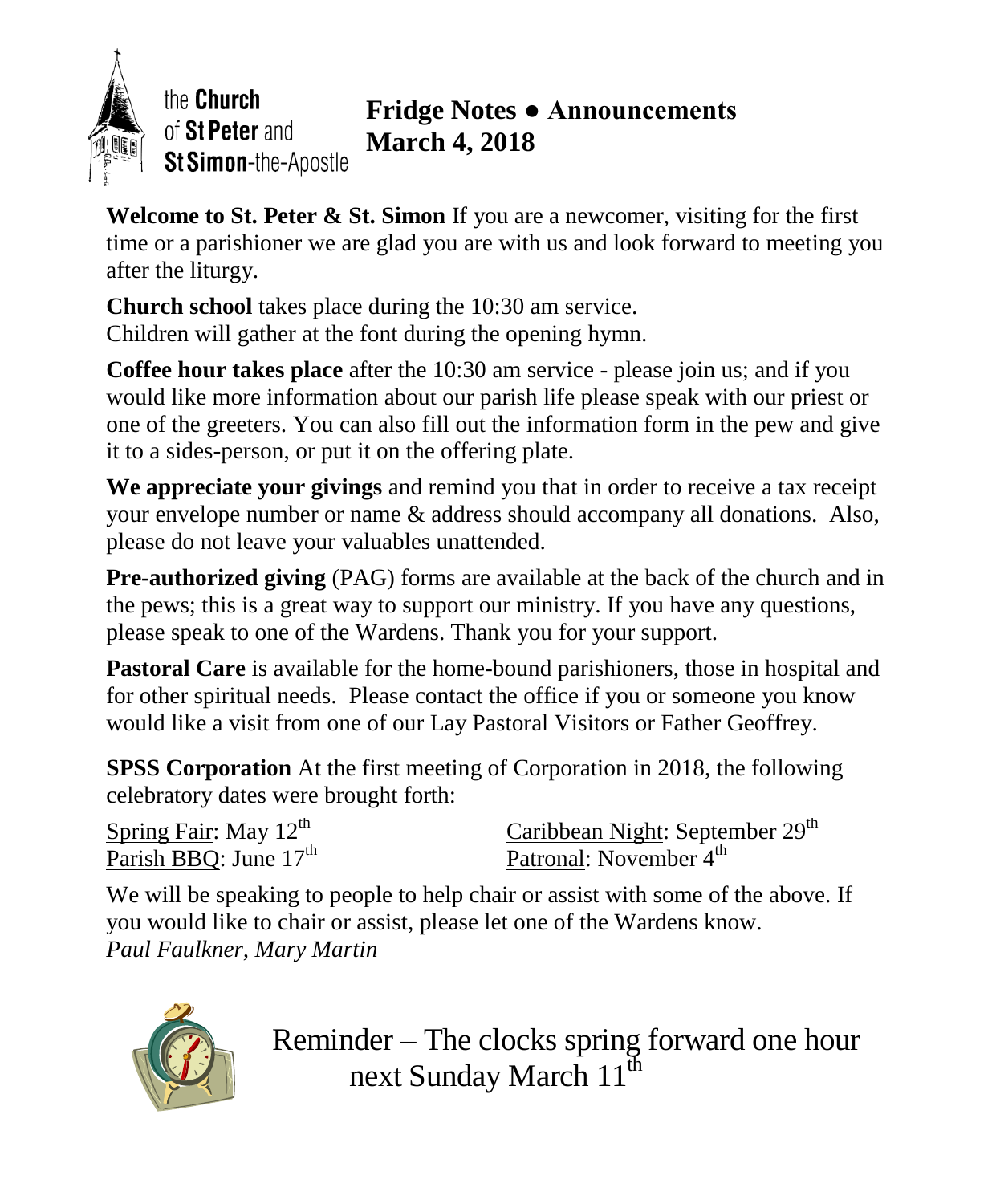the **Church** of **St Peter** and **St Simon**-the-Apostle

# Fridge Notes ● Announcements
## March 4, 2018

**Welcome to St. Peter & St. Simon** If you are a newcomer, visiting for the first time or a parishioner we are glad you are with us and look forward to meeting you after the liturgy.

**Church school** takes place during the 10:30 am service.
Children will gather at the font during the opening hymn.

**Coffee hour takes place** after the 10:30 am service - please join us; and if you would like more information about our parish life please speak with our priest or one of the greeters. You can also fill out the information form in the pew and give it to a sides-person, or put it on the offering plate.

**We appreciate your givings** and remind you that in order to receive a tax receipt your envelope number or name & address should accompany all donations. Also, please do not leave your valuables unattended.

**Pre-authorized giving** (PAG) forms are available at the back of the church and in the pews; this is a great way to support our ministry. If you have any questions, please speak to one of the Wardens. Thank you for your support.

**Pastoral Care** is available for the home-bound parishioners, those in hospital and for other spiritual needs. Please contact the office if you or someone you know would like a visit from one of our Lay Pastoral Visitors or Father Geoffrey.

**SPSS Corporation** At the first meeting of Corporation in 2018, the following celebratory dates were brought forth:

Spring Fair: May 12th
Parish BBQ: June 17th
Caribbean Night: September 29th
Patronal: November 4th

We will be speaking to people to help chair or assist with some of the above. If you would like to chair or assist, please let one of the Wardens know.
*Paul Faulkner, Mary Martin*

Reminder – The clocks spring forward one hour next Sunday March 11th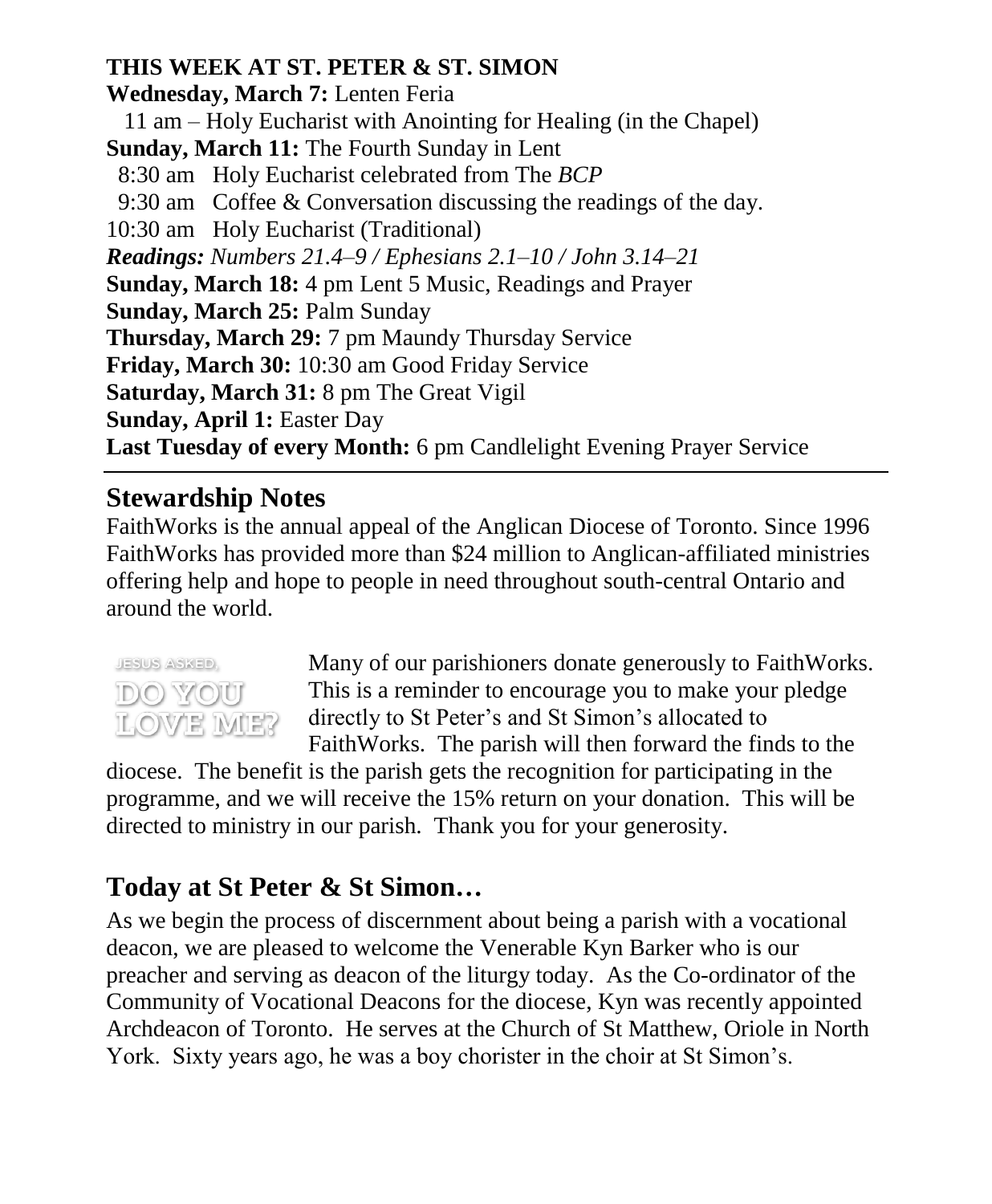**THIS WEEK AT ST. PETER & ST. SIMON**

**Wednesday, March 7:** Lenten Feria

11 am – Holy Eucharist with Anointing for Healing (in the Chapel)

**Sunday, March 11:** The Fourth Sunday in Lent

8:30 am Holy Eucharist celebrated from The *BCP*

9:30 am Coffee & Conversation discussing the readings of the day.

10:30 am Holy Eucharist (Traditional)

***Readings:*** *Numbers 21.4–9 / Ephesians 2.1–10 / John 3.14–21*

**Sunday, March 18:** 4 pm Lent 5 Music, Readings and Prayer

**Sunday, March 25:** Palm Sunday

**Thursday, March 29:** 7 pm Maundy Thursday Service

**Friday, March 30:** 10:30 am Good Friday Service

**Saturday, March 31:** 8 pm The Great Vigil

**Sunday, April 1:** Easter Day

**Last Tuesday of every Month:** 6 pm Candlelight Evening Prayer Service

---

## Stewardship Notes

FaithWorks is the annual appeal of the Anglican Diocese of Toronto. Since 1996 FaithWorks has provided more than $24 million to Anglican-affiliated ministries offering help and hope to people in need throughout south-central Ontario and around the world.

JESUS ASKED, DO YOU LOVE ME?

Many of our parishioners donate generously to FaithWorks. This is a reminder to encourage you to make your pledge directly to St Peter's and St Simon's allocated to FaithWorks. The parish will then forward the finds to the diocese. The benefit is the parish gets the recognition for participating in the programme, and we will receive the 15% return on your donation. This will be directed to ministry in our parish. Thank you for your generosity.

## Today at St Peter & St Simon…

As we begin the process of discernment about being a parish with a vocational deacon, we are pleased to welcome the Venerable Kyn Barker who is our preacher and serving as deacon of the liturgy today. As the Co-ordinator of the Community of Vocational Deacons for the diocese, Kyn was recently appointed Archdeacon of Toronto. He serves at the Church of St Matthew, Oriole in North York. Sixty years ago, he was a boy chorister in the choir at St Simon's.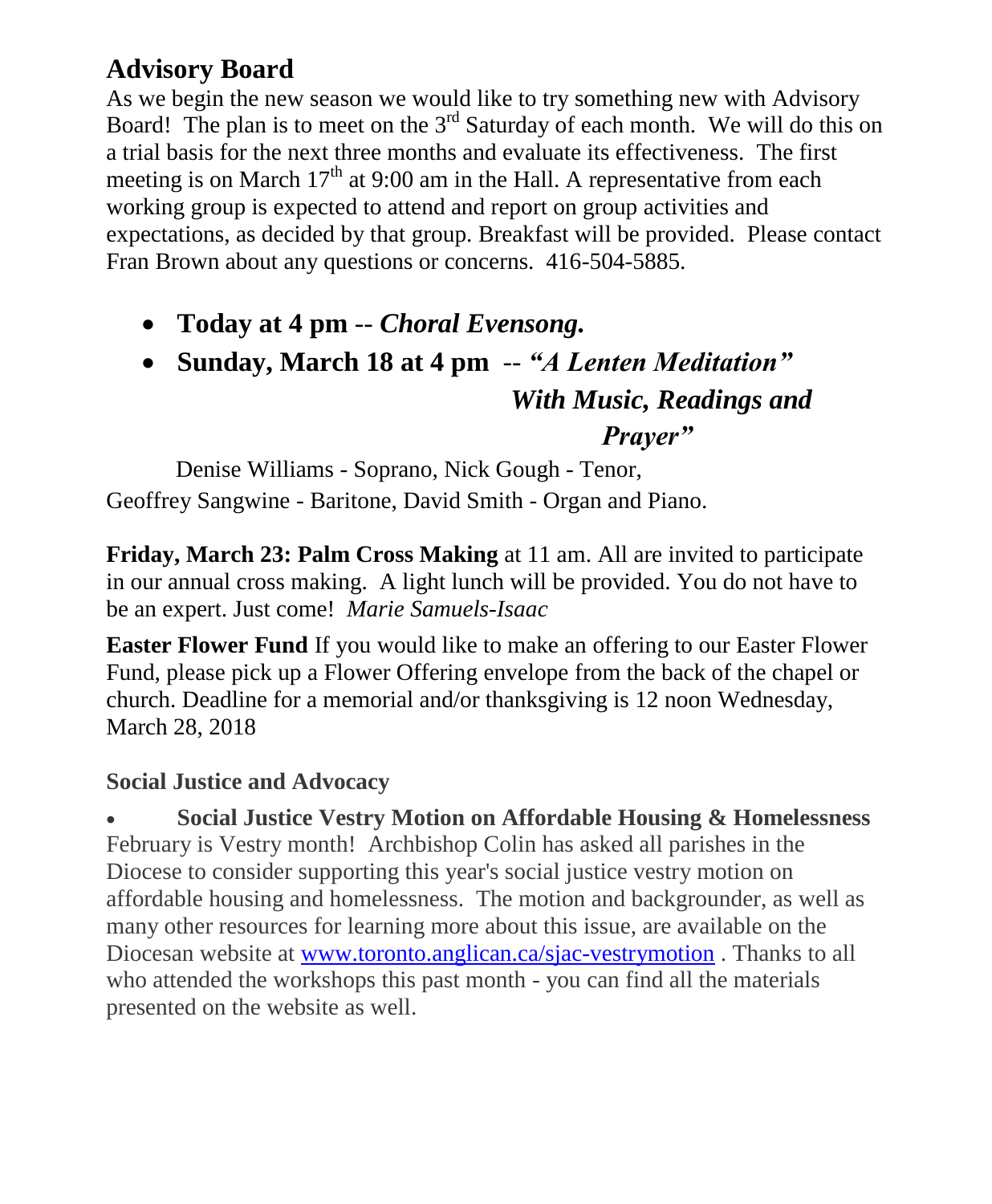## Advisory Board

As we begin the new season we would like to try something new with Advisory Board! The plan is to meet on the 3rd Saturday of each month. We will do this on a trial basis for the next three months and evaluate its effectiveness. The first meeting is on March 17th at 9:00 am in the Hall. A representative from each working group is expected to attend and report on group activities and expectations, as decided by that group. Breakfast will be provided. Please contact Fran Brown about any questions or concerns. 416-504-5885.

- **Today at 4 pm** -- ***Choral Evensong.***
- **Sunday, March 18 at 4 pm** -- ***"A Lenten Meditation" With Music, Readings and Prayer"***

Denise Williams - Soprano, Nick Gough - Tenor, Geoffrey Sangwine - Baritone, David Smith - Organ and Piano.

**Friday, March 23: Palm Cross Making** at 11 am. All are invited to participate in our annual cross making. A light lunch will be provided. You do not have to be an expert. Just come! *Marie Samuels-Isaac*

**Easter Flower Fund** If you would like to make an offering to our Easter Flower Fund, please pick up a Flower Offering envelope from the back of the chapel or church. Deadline for a memorial and/or thanksgiving is 12 noon Wednesday, March 28, 2018

### Social Justice and Advocacy

- **Social Justice Vestry Motion on Affordable Housing & Homelessness**

February is Vestry month! Archbishop Colin has asked all parishes in the Diocese to consider supporting this year's social justice vestry motion on affordable housing and homelessness. The motion and backgrounder, as well as many other resources for learning more about this issue, are available on the Diocesan website at www.toronto.anglican.ca/sjac-vestrymotion . Thanks to all who attended the workshops this past month - you can find all the materials presented on the website as well.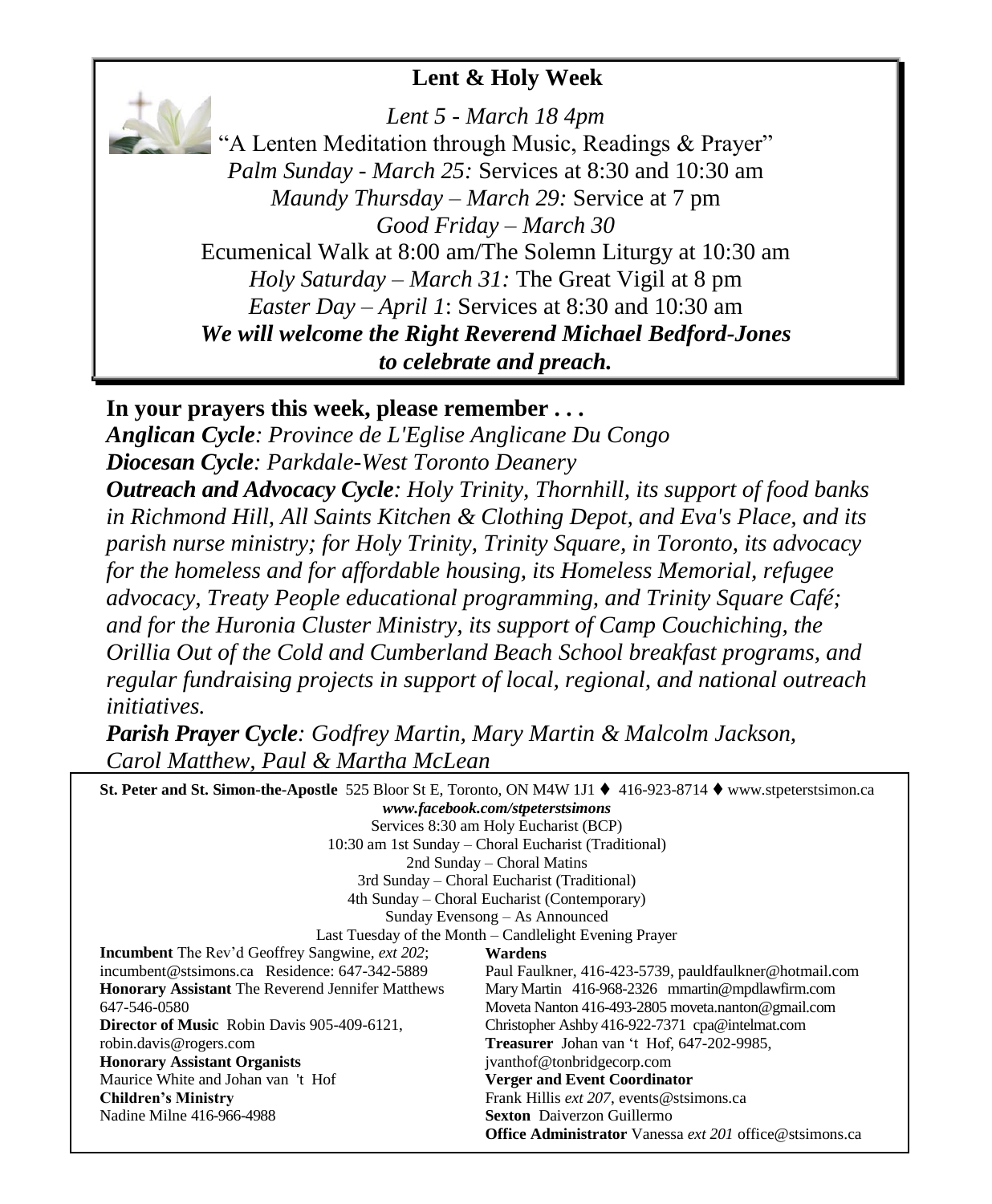## Lent & Holy Week

*Lent 5 - March 18 4pm*

"A Lenten Meditation through Music, Readings & Prayer"

*Palm Sunday - March 25:* Services at 8:30 and 10:30 am

*Maundy Thursday – March 29:* Service at 7 pm

*Good Friday – March 30*

Ecumenical Walk at 8:00 am/The Solemn Liturgy at 10:30 am

*Holy Saturday – March 31:* The Great Vigil at 8 pm

*Easter Day – April 1*: Services at 8:30 and 10:30 am

***We will welcome the Right Reverend Michael Bedford-Jones to celebrate and preach.***

**In your prayers this week, please remember . . .**

***Anglican Cycle****: Province de L'Eglise Anglicane Du Congo*

***Diocesan Cycle****: Parkdale-West Toronto Deanery*

***Outreach and Advocacy Cycle****: Holy Trinity, Thornhill, its support of food banks in Richmond Hill, All Saints Kitchen & Clothing Depot, and Eva's Place, and its parish nurse ministry; for Holy Trinity, Trinity Square, in Toronto, its advocacy for the homeless and for affordable housing, its Homeless Memorial, refugee advocacy, Treaty People educational programming, and Trinity Square Café; and for the Huronia Cluster Ministry, its support of Camp Couchiching, the Orillia Out of the Cold and Cumberland Beach School breakfast programs, and regular fundraising projects in support of local, regional, and national outreach initiatives.*

***Parish Prayer Cycle****: Godfrey Martin, Mary Martin & Malcolm Jackson, Carol Matthew, Paul & Martha McLean*

---

**St. Peter and St. Simon-the-Apostle** 525 Bloor St E, Toronto, ON M4W 1J1 ♦ 416-923-8714 ♦ www.stpeterstsimon.ca

***www.facebook.com/stpeterstsimons***

Services 8:30 am Holy Eucharist (BCP)
10:30 am 1st Sunday – Choral Eucharist (Traditional)
2nd Sunday – Choral Matins
3rd Sunday – Choral Eucharist (Traditional)
4th Sunday – Choral Eucharist (Contemporary)
Sunday Evensong – As Announced
Last Tuesday of the Month – Candlelight Evening Prayer

**Incumbent** The Rev'd Geoffrey Sangwine, *ext 202*; incumbent@stsimons.ca Residence: 647-342-5889
**Honorary Assistant** The Reverend Jennifer Matthews 647-546-0580
**Director of Music** Robin Davis 905-409-6121, robin.davis@rogers.com
**Honorary Assistant Organists**
Maurice White and Johan van 't Hof
**Children's Ministry**
Nadine Milne 416-966-4988

**Wardens**
Paul Faulkner, 416-423-5739, pauldfaulkner@hotmail.com
Mary Martin 416-968-2326 mmartin@mpdlawfirm.com
Moveta Nanton 416-493-2805 moveta.nanton@gmail.com
Christopher Ashby 416-922-7371 cpa@intelmat.com
**Treasurer** Johan van 't Hof, 647-202-9985, jvanthof@tonbridgecorp.com
**Verger and Event Coordinator**
Frank Hillis *ext 207*, events@stsimons.ca
**Sexton** Daiverzon Guillermo
**Office Administrator** Vanessa *ext 201* office@stsimons.ca